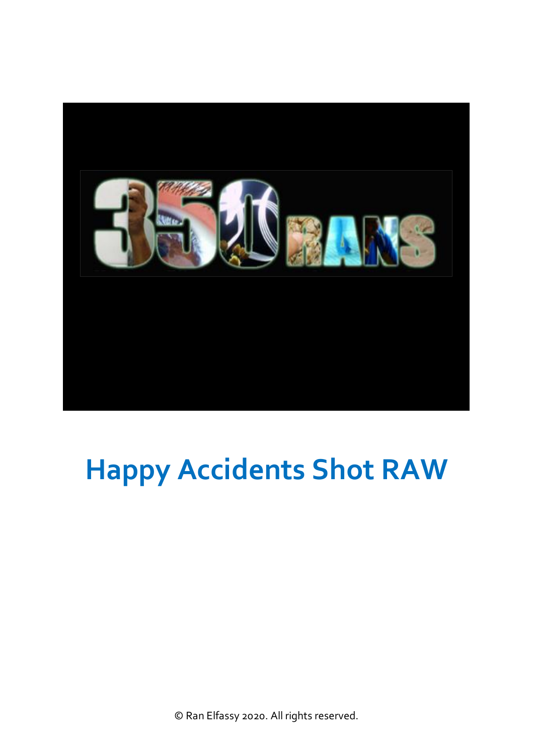# Happy Accidents Shot RAW

© Ran Elfassy 2020. All rights reserved.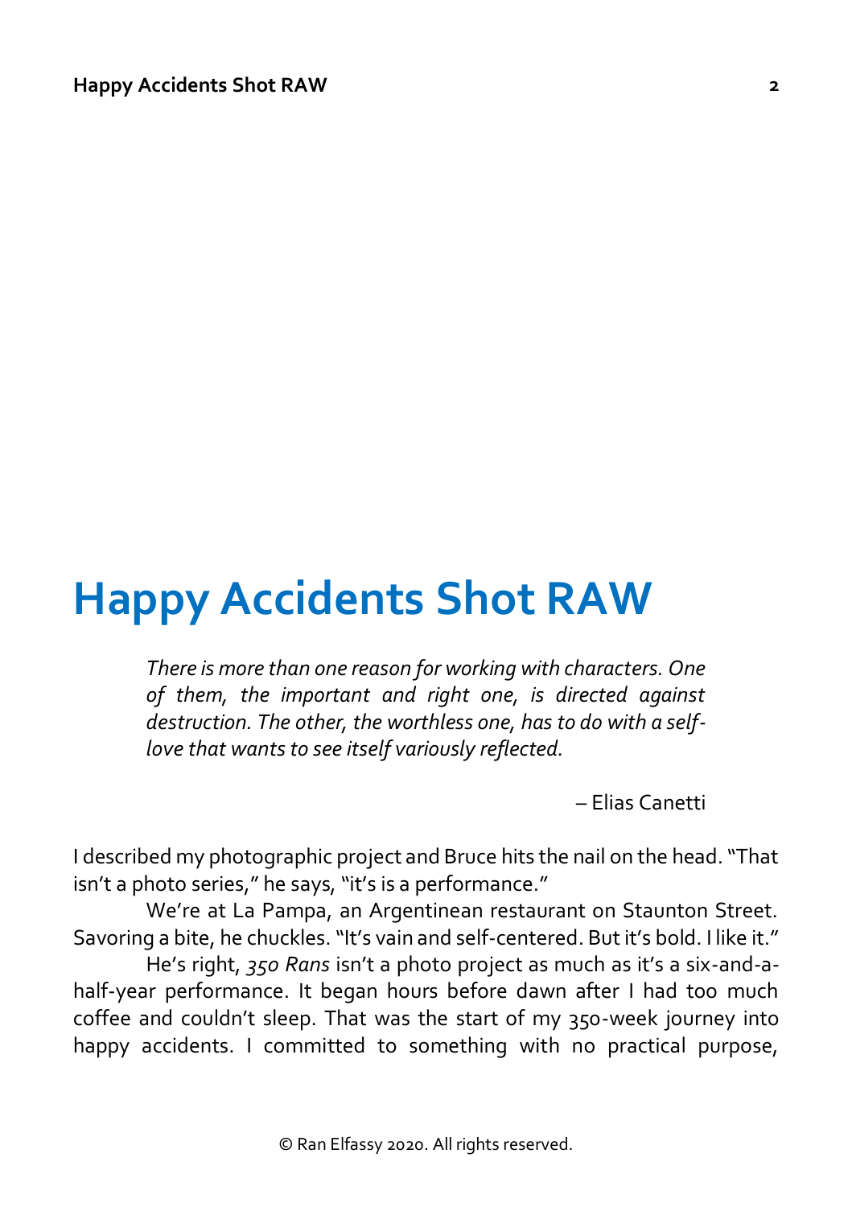# Happy Accidents Shot RAW

> *There is more than one reason for working with characters. One of them, the important and right one, is directed against destruction. The other, the worthless one, has to do with a self-love that wants to see itself variously reflected.*
>
> – Elias Canetti

I described my photographic project and Bruce hits the nail on the head. "That isn't a photo series," he says, "it's is a performance."

We're at La Pampa, an Argentinean restaurant on Staunton Street. Savoring a bite, he chuckles. "It's vain and self-centered. But it's bold. I like it."

He's right, *350 Rans* isn't a photo project as much as it's a six-and-a-half-year performance. It began hours before dawn after I had too much coffee and couldn't sleep. That was the start of my 350-week journey into happy accidents. I committed to something with no practical purpose,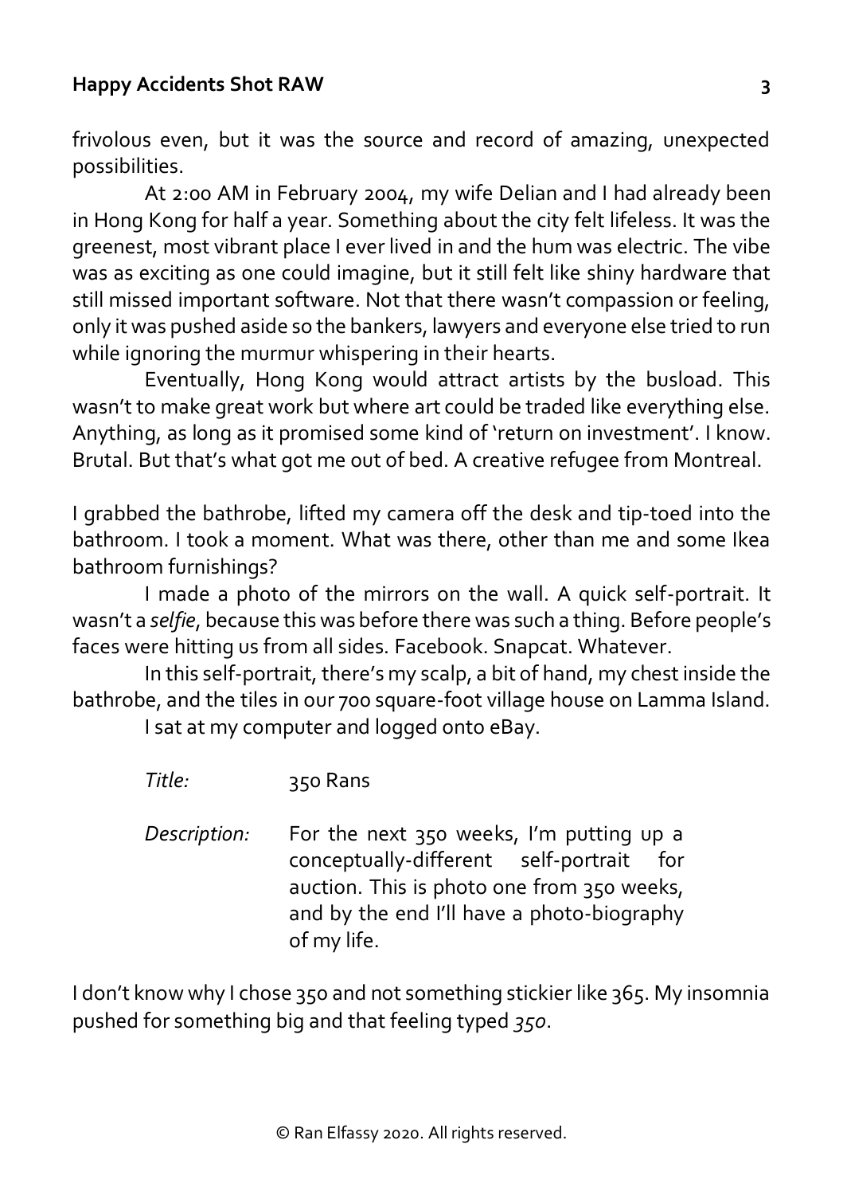frivolous even, but it was the source and record of amazing, unexpected possibilities.

At 2:00 AM in February 2004, my wife Delian and I had already been in Hong Kong for half a year. Something about the city felt lifeless. It was the greenest, most vibrant place I ever lived in and the hum was electric. The vibe was as exciting as one could imagine, but it still felt like shiny hardware that still missed important software. Not that there wasn't compassion or feeling, only it was pushed aside so the bankers, lawyers and everyone else tried to run while ignoring the murmur whispering in their hearts.

Eventually, Hong Kong would attract artists by the busload. This wasn't to make great work but where art could be traded like everything else. Anything, as long as it promised some kind of 'return on investment'. I know. Brutal. But that's what got me out of bed. A creative refugee from Montreal.

I grabbed the bathrobe, lifted my camera off the desk and tip-toed into the bathroom. I took a moment. What was there, other than me and some Ikea bathroom furnishings?

I made a photo of the mirrors on the wall. A quick self-portrait. It wasn't a *selfie*, because this was before there was such a thing. Before people's faces were hitting us from all sides. Facebook. Snapcat. Whatever.

In this self-portrait, there's my scalp, a bit of hand, my chest inside the bathrobe, and the tiles in our 700 square-foot village house on Lamma Island.

I sat at my computer and logged onto eBay.

*Title:* 350 Rans

*Description:* For the next 350 weeks, I'm putting up a conceptually-different self-portrait for auction. This is photo one from 350 weeks, and by the end I'll have a photo-biography of my life.

I don't know why I chose 350 and not something stickier like 365. My insomnia pushed for something big and that feeling typed *350*.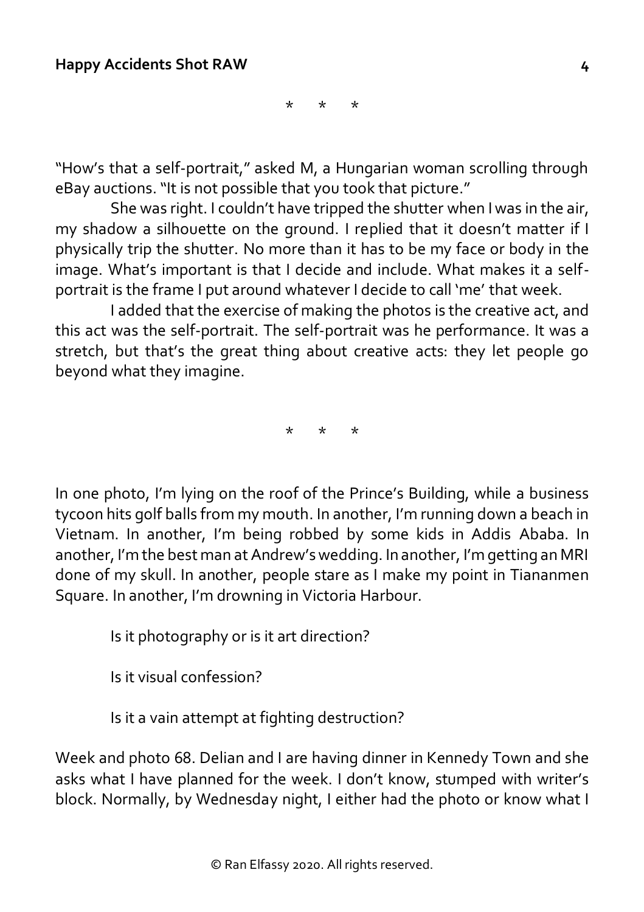\*   \*   \*

"How's that a self-portrait," asked M, a Hungarian woman scrolling through eBay auctions. "It is not possible that you took that picture."

She was right. I couldn't have tripped the shutter when I was in the air, my shadow a silhouette on the ground. I replied that it doesn't matter if I physically trip the shutter. No more than it has to be my face or body in the image. What's important is that I decide and include. What makes it a self-portrait is the frame I put around whatever I decide to call 'me' that week.

I added that the exercise of making the photos is the creative act, and this act was the self-portrait. The self-portrait was he performance. It was a stretch, but that's the great thing about creative acts: they let people go beyond what they imagine.

\*   \*   \*

In one photo, I'm lying on the roof of the Prince's Building, while a business tycoon hits golf balls from my mouth. In another, I'm running down a beach in Vietnam. In another, I'm being robbed by some kids in Addis Ababa. In another, I'm the best man at Andrew's wedding. In another, I'm getting an MRI done of my skull. In another, people stare as I make my point in Tiananmen Square. In another, I'm drowning in Victoria Harbour.

Is it photography or is it art direction?

Is it visual confession?

Is it a vain attempt at fighting destruction?

Week and photo 68. Delian and I are having dinner in Kennedy Town and she asks what I have planned for the week. I don't know, stumped with writer's block. Normally, by Wednesday night, I either had the photo or know what I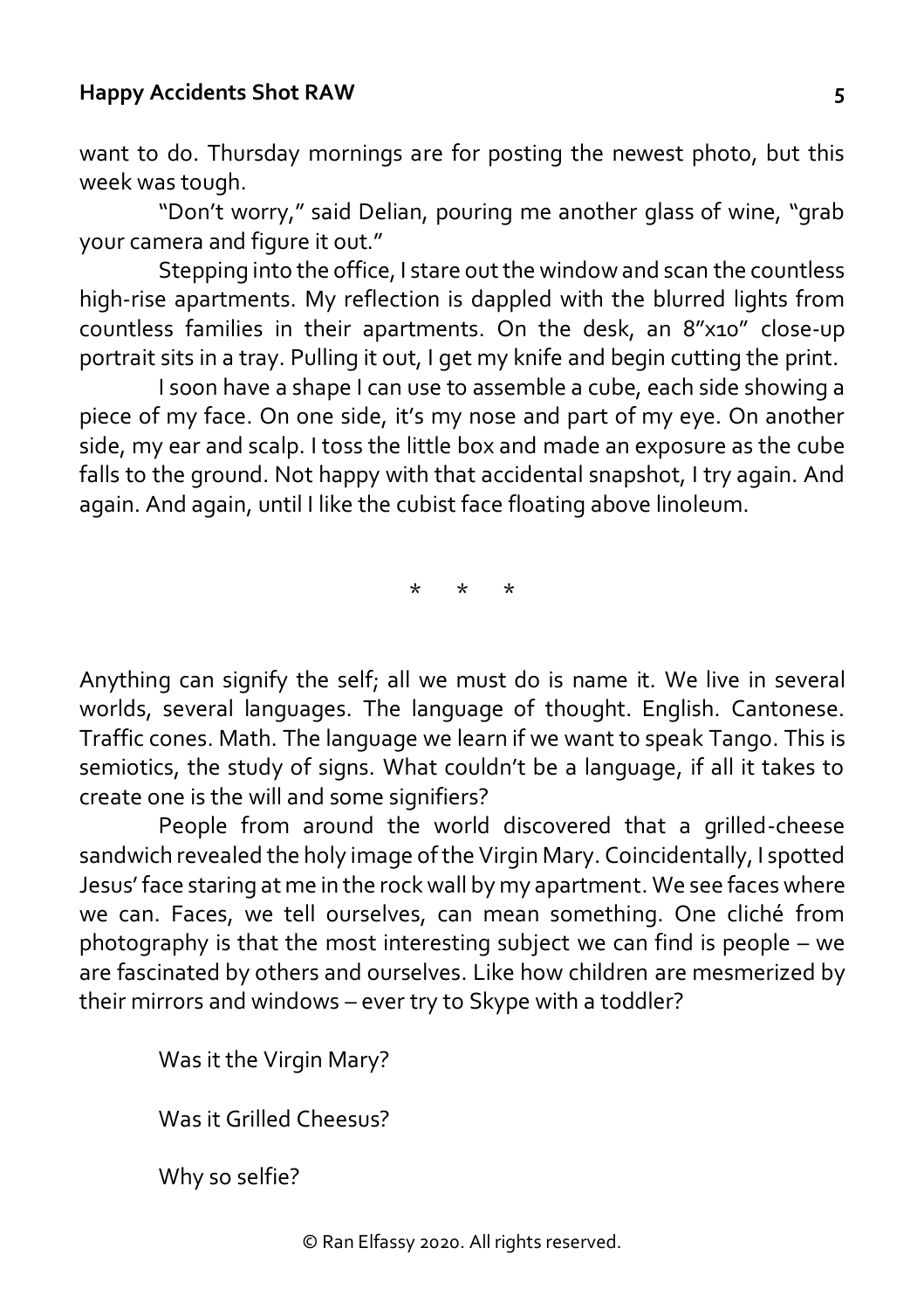want to do. Thursday mornings are for posting the newest photo, but this week was tough.

"Don't worry," said Delian, pouring me another glass of wine, "grab your camera and figure it out."

Stepping into the office, I stare out the window and scan the countless high-rise apartments. My reflection is dappled with the blurred lights from countless families in their apartments. On the desk, an 8"x10" close-up portrait sits in a tray. Pulling it out, I get my knife and begin cutting the print.

I soon have a shape I can use to assemble a cube, each side showing a piece of my face. On one side, it's my nose and part of my eye. On another side, my ear and scalp. I toss the little box and made an exposure as the cube falls to the ground. Not happy with that accidental snapshot, I try again. And again. And again, until I like the cubist face floating above linoleum.

\*     \*     \*

Anything can signify the self; all we must do is name it. We live in several worlds, several languages. The language of thought. English. Cantonese. Traffic cones. Math. The language we learn if we want to speak Tango. This is semiotics, the study of signs. What couldn't be a language, if all it takes to create one is the will and some signifiers?

People from around the world discovered that a grilled-cheese sandwich revealed the holy image of the Virgin Mary. Coincidentally, I spotted Jesus' face staring at me in the rock wall by my apartment. We see faces where we can. Faces, we tell ourselves, can mean something. One cliché from photography is that the most interesting subject we can find is people – we are fascinated by others and ourselves. Like how children are mesmerized by their mirrors and windows – ever try to Skype with a toddler?

Was it the Virgin Mary?

Was it Grilled Cheesus?

Why so selfie?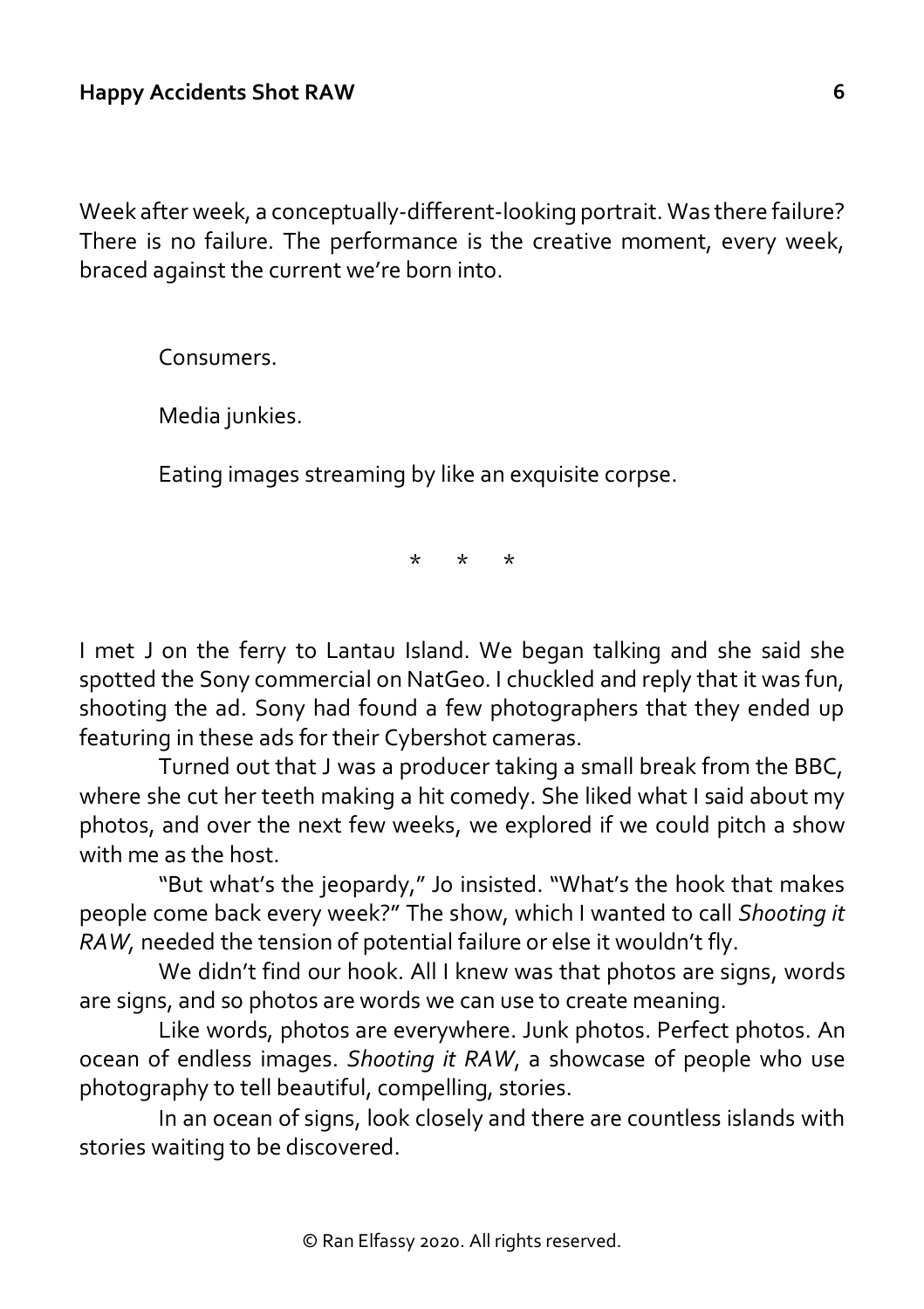Week after week, a conceptually-different-looking portrait. Was there failure? There is no failure. The performance is the creative moment, every week, braced against the current we're born into.

Consumers.

Media junkies.

Eating images streaming by like an exquisite corpse.

\* \* \*

I met J on the ferry to Lantau Island. We began talking and she said she spotted the Sony commercial on NatGeo. I chuckled and reply that it was fun, shooting the ad. Sony had found a few photographers that they ended up featuring in these ads for their Cybershot cameras.

Turned out that J was a producer taking a small break from the BBC, where she cut her teeth making a hit comedy. She liked what I said about my photos, and over the next few weeks, we explored if we could pitch a show with me as the host.

"But what's the jeopardy," Jo insisted. "What's the hook that makes people come back every week?" The show, which I wanted to call *Shooting it RAW,* needed the tension of potential failure or else it wouldn't fly.

We didn't find our hook. All I knew was that photos are signs, words are signs, and so photos are words we can use to create meaning.

Like words, photos are everywhere. Junk photos. Perfect photos. An ocean of endless images. *Shooting it RAW*, a showcase of people who use photography to tell beautiful, compelling, stories.

In an ocean of signs, look closely and there are countless islands with stories waiting to be discovered.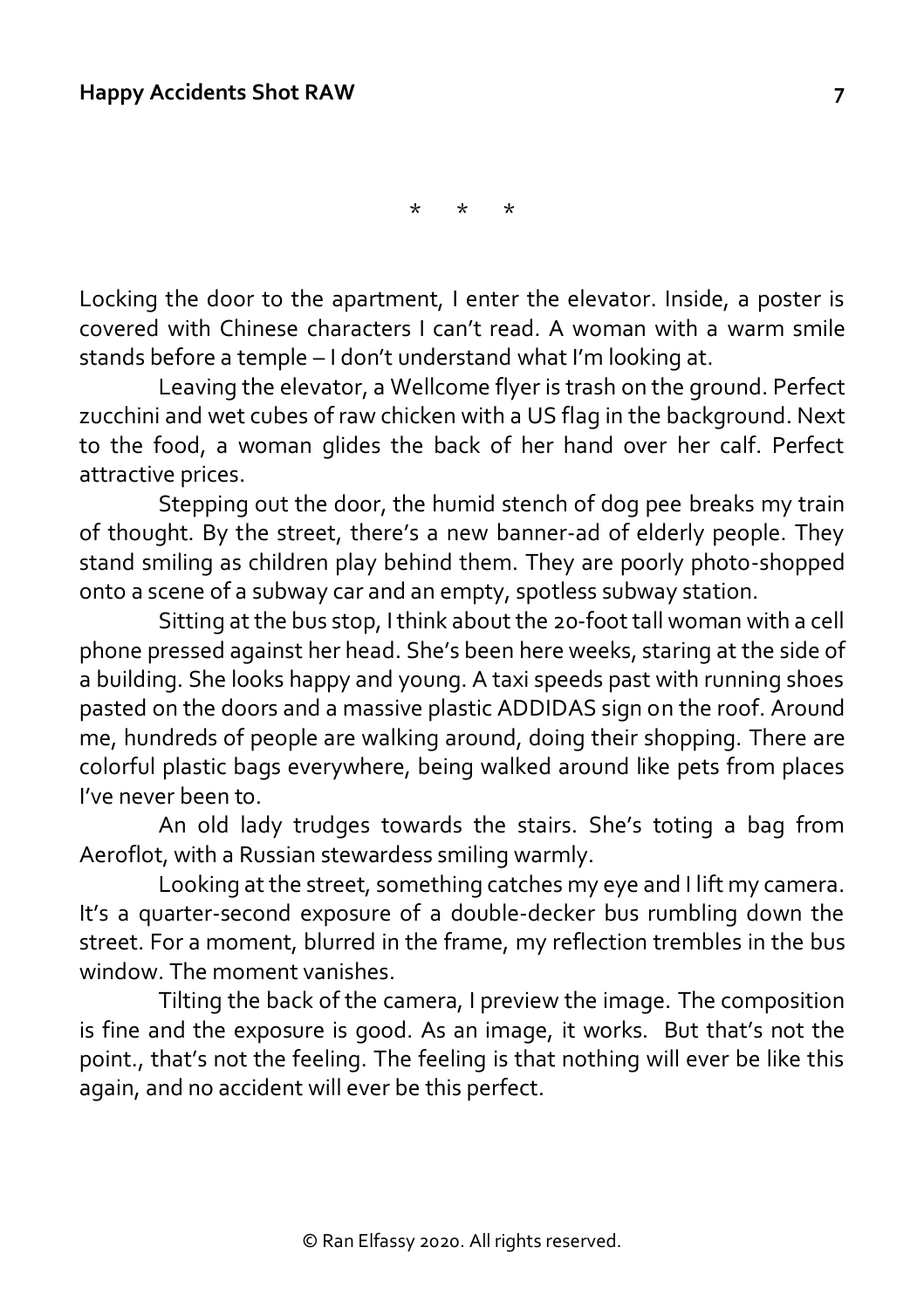\*   \*   \*

Locking the door to the apartment, I enter the elevator. Inside, a poster is covered with Chinese characters I can't read. A woman with a warm smile stands before a temple – I don't understand what I'm looking at.

Leaving the elevator, a Wellcome flyer is trash on the ground. Perfect zucchini and wet cubes of raw chicken with a US flag in the background. Next to the food, a woman glides the back of her hand over her calf. Perfect attractive prices.

Stepping out the door, the humid stench of dog pee breaks my train of thought. By the street, there's a new banner-ad of elderly people. They stand smiling as children play behind them. They are poorly photo-shopped onto a scene of a subway car and an empty, spotless subway station.

Sitting at the bus stop, I think about the 20-foot tall woman with a cell phone pressed against her head. She's been here weeks, staring at the side of a building. She looks happy and young. A taxi speeds past with running shoes pasted on the doors and a massive plastic ADDIDAS sign on the roof. Around me, hundreds of people are walking around, doing their shopping. There are colorful plastic bags everywhere, being walked around like pets from places I've never been to.

An old lady trudges towards the stairs. She's toting a bag from Aeroflot, with a Russian stewardess smiling warmly.

Looking at the street, something catches my eye and I lift my camera. It's a quarter-second exposure of a double-decker bus rumbling down the street. For a moment, blurred in the frame, my reflection trembles in the bus window. The moment vanishes.

Tilting the back of the camera, I preview the image. The composition is fine and the exposure is good. As an image, it works. But that's not the point., that's not the feeling. The feeling is that nothing will ever be like this again, and no accident will ever be this perfect.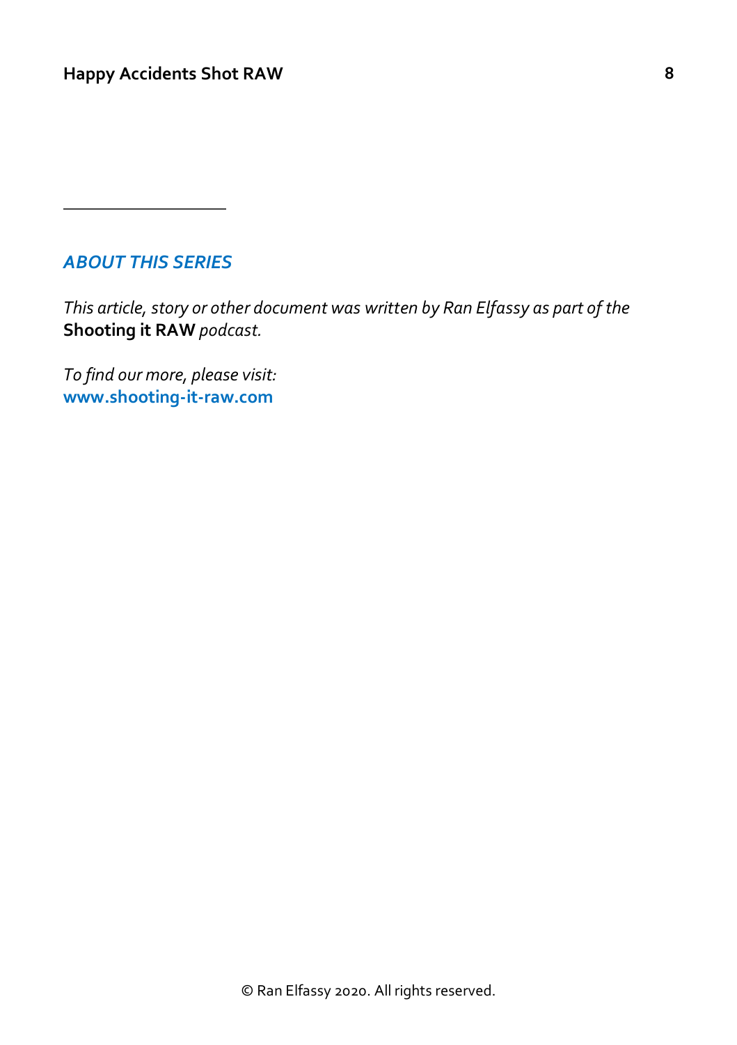---

***ABOUT THIS SERIES***

*This article, story or other document was written by Ran Elfassy as part of the* **Shooting it RAW** *podcast.*

*To find our more, please visit:*
**www.shooting-it-raw.com**

© Ran Elfassy 2020. All rights reserved.